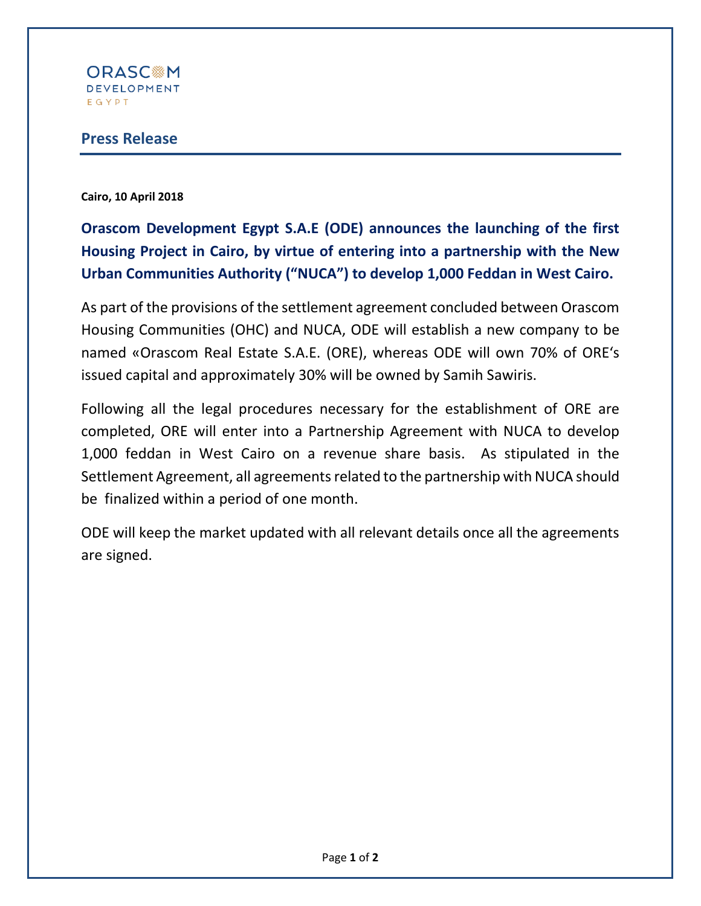ORASCOM
DEVELOPMENT
EGYPT

# Press Release

**Cairo, 10 April 2018**

**Orascom Development Egypt S.A.E (ODE) announces the launching of the first Housing Project in Cairo, by virtue of entering into a partnership with the New Urban Communities Authority ("NUCA") to develop 1,000 Feddan in West Cairo.**

As part of the provisions of the settlement agreement concluded between Orascom Housing Communities (OHC) and NUCA, ODE will establish a new company to be named «Orascom Real Estate S.A.E. (ORE), whereas ODE will own 70% of ORE's issued capital and approximately 30% will be owned by Samih Sawiris.

Following all the legal procedures necessary for the establishment of ORE are completed, ORE will enter into a Partnership Agreement with NUCA to develop 1,000 feddan in West Cairo on a revenue share basis. As stipulated in the Settlement Agreement, all agreements related to the partnership with NUCA should be finalized within a period of one month.

ODE will keep the market updated with all relevant details once all the agreements are signed.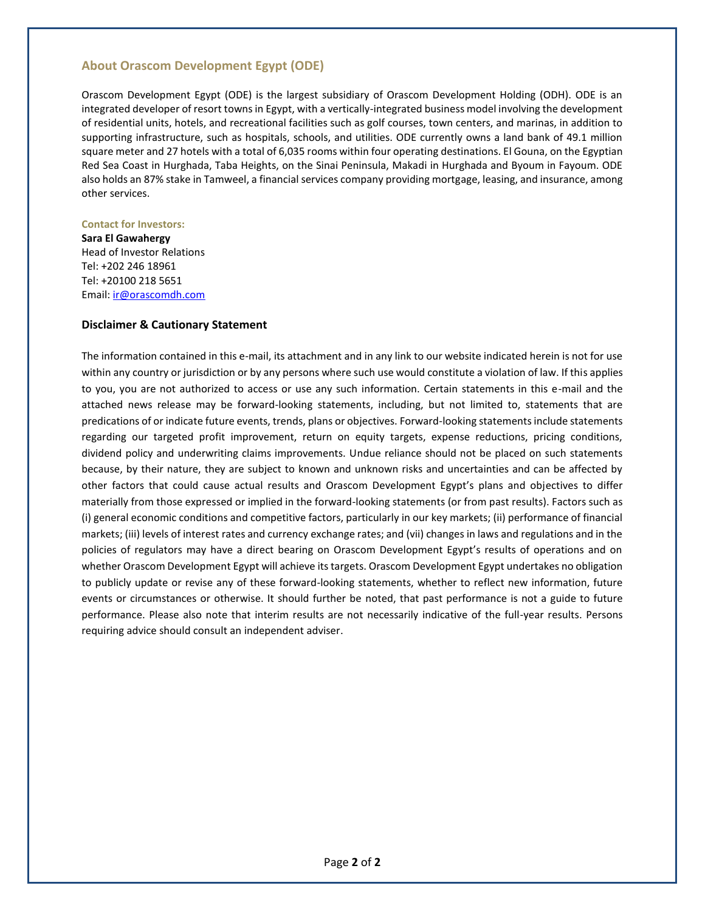## About Orascom Development Egypt (ODE)

Orascom Development Egypt (ODE) is the largest subsidiary of Orascom Development Holding (ODH). ODE is an integrated developer of resort towns in Egypt, with a vertically-integrated business model involving the development of residential units, hotels, and recreational facilities such as golf courses, town centers, and marinas, in addition to supporting infrastructure, such as hospitals, schools, and utilities. ODE currently owns a land bank of 49.1 million square meter and 27 hotels with a total of 6,035 rooms within four operating destinations. El Gouna, on the Egyptian Red Sea Coast in Hurghada, Taba Heights, on the Sinai Peninsula, Makadi in Hurghada and Byoum in Fayoum. ODE also holds an 87% stake in Tamweel, a financial services company providing mortgage, leasing, and insurance, among other services.

**Contact for Investors:**

**Sara El Gawahergy**
Head of Investor Relations
Tel: +202 246 18961
Tel: +20100 218 5651
Email: ir@orascomdh.com

### Disclaimer & Cautionary Statement

The information contained in this e-mail, its attachment and in any link to our website indicated herein is not for use within any country or jurisdiction or by any persons where such use would constitute a violation of law. If this applies to you, you are not authorized to access or use any such information. Certain statements in this e-mail and the attached news release may be forward-looking statements, including, but not limited to, statements that are predications of or indicate future events, trends, plans or objectives. Forward-looking statements include statements regarding our targeted profit improvement, return on equity targets, expense reductions, pricing conditions, dividend policy and underwriting claims improvements. Undue reliance should not be placed on such statements because, by their nature, they are subject to known and unknown risks and uncertainties and can be affected by other factors that could cause actual results and Orascom Development Egypt's plans and objectives to differ materially from those expressed or implied in the forward-looking statements (or from past results). Factors such as (i) general economic conditions and competitive factors, particularly in our key markets; (ii) performance of financial markets; (iii) levels of interest rates and currency exchange rates; and (vii) changes in laws and regulations and in the policies of regulators may have a direct bearing on Orascom Development Egypt's results of operations and on whether Orascom Development Egypt will achieve its targets. Orascom Development Egypt undertakes no obligation to publicly update or revise any of these forward-looking statements, whether to reflect new information, future events or circumstances or otherwise. It should further be noted, that past performance is not a guide to future performance. Please also note that interim results are not necessarily indicative of the full-year results. Persons requiring advice should consult an independent adviser.